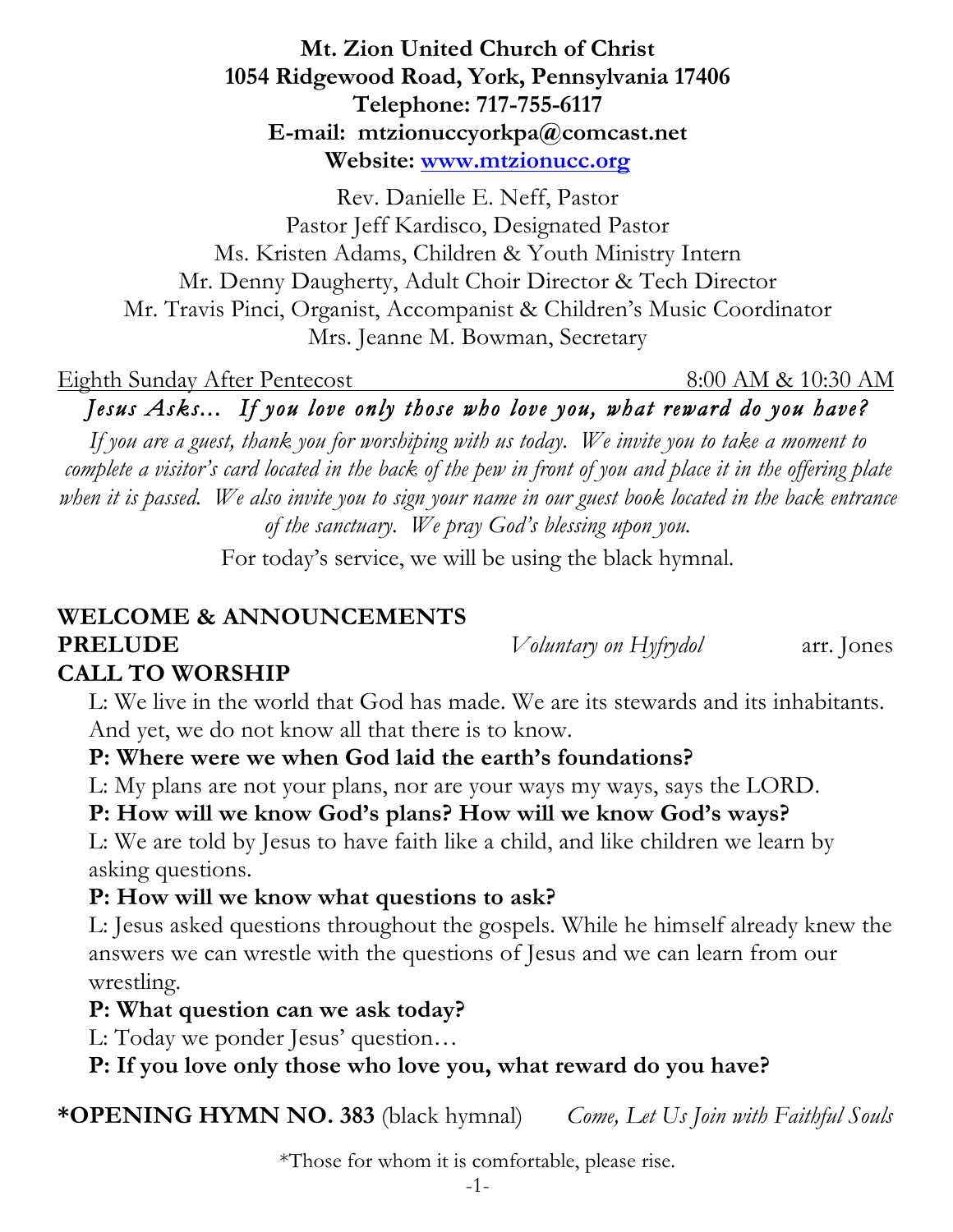**Mt. Zion United Church of Christ**
**1054 Ridgewood Road, York, Pennsylvania 17406**
**Telephone: 717-755-6117**
**E-mail: mtzionuccyorkpa@comcast.net**
**Website: [www.mtzionucc.org](http://www.mtzionucc.org)**

Rev. Danielle E. Neff, Pastor
Pastor Jeff Kardisco, Designated Pastor
Ms. Kristen Adams, Children & Youth Ministry Intern
Mr. Denny Daugherty, Adult Choir Director & Tech Director
Mr. Travis Pinci, Organist, Accompanist & Children's Music Coordinator
Mrs. Jeanne M. Bowman, Secretary

Eighth Sunday After Pentecost — 8:00 AM & 10:30 AM

*Jesus Asks… If you love only those who love you, what reward do you have?*

*If you are a guest, thank you for worshiping with us today. We invite you to take a moment to complete a visitor's card located in the back of the pew in front of you and place it in the offering plate when it is passed. We also invite you to sign your name in our guest book located in the back entrance of the sanctuary. We pray God's blessing upon you.*

For today's service, we will be using the black hymnal.

**WELCOME & ANNOUNCEMENTS**

**PRELUDE** — *Voluntary on Hyfrydol* — arr. Jones

**CALL TO WORSHIP**

L: We live in the world that God has made. We are its stewards and its inhabitants. And yet, we do not know all that there is to know.

**P: Where were we when God laid the earth's foundations?**

L: My plans are not your plans, nor are your ways my ways, says the LORD.

**P: How will we know God's plans? How will we know God's ways?**

L: We are told by Jesus to have faith like a child, and like children we learn by asking questions.

**P: How will we know what questions to ask?**

L: Jesus asked questions throughout the gospels. While he himself already knew the answers we can wrestle with the questions of Jesus and we can learn from our wrestling.

**P: What question can we ask today?**

L: Today we ponder Jesus' question…

**P: If you love only those who love you, what reward do you have?**

**\*OPENING HYMN NO. 383** (black hymnal) — *Come, Let Us Join with Faithful Souls*

\*Those for whom it is comfortable, please rise.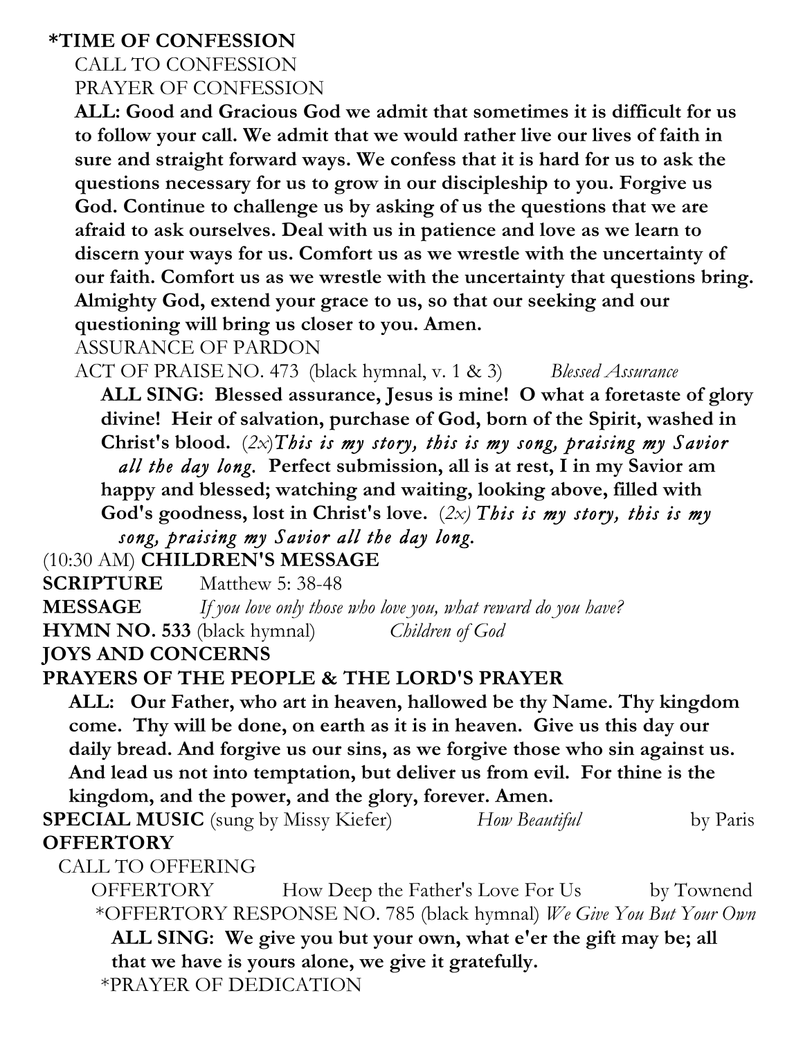**\*TIME OF CONFESSION**

CALL TO CONFESSION

PRAYER OF CONFESSION

**ALL: Good and Gracious God we admit that sometimes it is difficult for us to follow your call. We admit that we would rather live our lives of faith in sure and straight forward ways. We confess that it is hard for us to ask the questions necessary for us to grow in our discipleship to you. Forgive us God. Continue to challenge us by asking of us the questions that we are afraid to ask ourselves. Deal with us in patience and love as we learn to discern your ways for us. Comfort us as we wrestle with the uncertainty of our faith. Comfort us as we wrestle with the uncertainty that questions bring. Almighty God, extend your grace to us, so that our seeking and our questioning will bring us closer to you. Amen.**

ASSURANCE OF PARDON

ACT OF PRAISE NO. 473 (black hymnal, v. 1 & 3) *Blessed Assurance*

**ALL SING: Blessed assurance, Jesus is mine! O what a foretaste of glory divine! Heir of salvation, purchase of God, born of the Spirit, washed in Christ's blood.** (*2x*)*This is my story, this is my song, praising my Savior all the day long.* **Perfect submission, all is at rest, I in my Savior am happy and blessed; watching and waiting, looking above, filled with God's goodness, lost in Christ's love.** (*2x*) *This is my story, this is my song, praising my Savior all the day long.*

(10:30 AM) **CHILDREN'S MESSAGE**

**SCRIPTURE** Matthew 5: 38-48

**MESSAGE** *If you love only those who love you, what reward do you have?*

**HYMN NO. 533** (black hymnal) *Children of God*

**JOYS AND CONCERNS**

**PRAYERS OF THE PEOPLE & THE LORD'S PRAYER**

**ALL: Our Father, who art in heaven, hallowed be thy Name. Thy kingdom come. Thy will be done, on earth as it is in heaven. Give us this day our daily bread. And forgive us our sins, as we forgive those who sin against us. And lead us not into temptation, but deliver us from evil. For thine is the kingdom, and the power, and the glory, forever. Amen.**

**SPECIAL MUSIC** (sung by Missy Kiefer) *How Beautiful* by Paris

**OFFERTORY**

CALL TO OFFERING

OFFERTORY How Deep the Father's Love For Us by Townend

\*OFFERTORY RESPONSE NO. 785 (black hymnal) *We Give You But Your Own*

**ALL SING: We give you but your own, what e'er the gift may be; all that we have is yours alone, we give it gratefully.**

\*PRAYER OF DEDICATION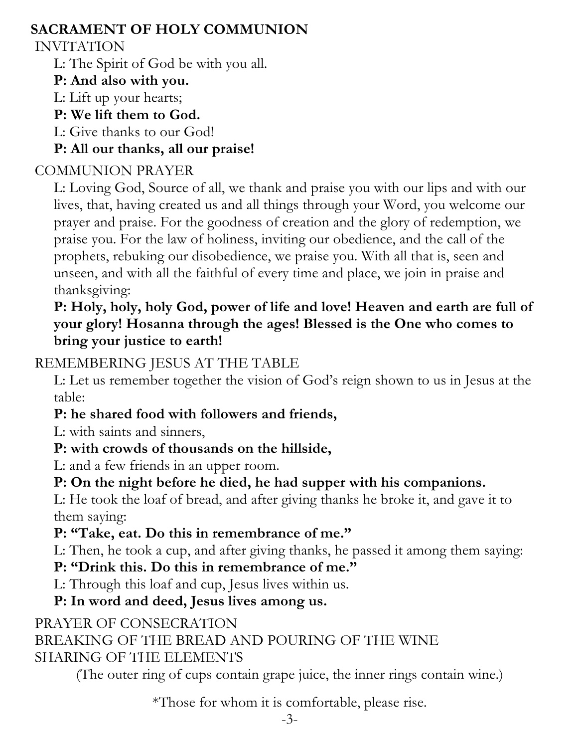## SACRAMENT OF HOLY COMMUNION

INVITATION

L: The Spirit of God be with you all.

**P: And also with you.**

L: Lift up your hearts;

**P: We lift them to God.**

L: Give thanks to our God!

**P: All our thanks, all our praise!**

COMMUNION PRAYER

L: Loving God, Source of all, we thank and praise you with our lips and with our lives, that, having created us and all things through your Word, you welcome our prayer and praise. For the goodness of creation and the glory of redemption, we praise you. For the law of holiness, inviting our obedience, and the call of the prophets, rebuking our disobedience, we praise you. With all that is, seen and unseen, and with all the faithful of every time and place, we join in praise and thanksgiving:

**P: Holy, holy, holy God, power of life and love! Heaven and earth are full of your glory! Hosanna through the ages! Blessed is the One who comes to bring your justice to earth!**

REMEMBERING JESUS AT THE TABLE

L: Let us remember together the vision of God's reign shown to us in Jesus at the table:

**P: he shared food with followers and friends,**

L: with saints and sinners,

**P: with crowds of thousands on the hillside,**

L: and a few friends in an upper room.

**P: On the night before he died, he had supper with his companions.**

L: He took the loaf of bread, and after giving thanks he broke it, and gave it to them saying:

**P: "Take, eat. Do this in remembrance of me."**

L: Then, he took a cup, and after giving thanks, he passed it among them saying:

**P: "Drink this. Do this in remembrance of me."**

L: Through this loaf and cup, Jesus lives within us.

**P: In word and deed, Jesus lives among us.**

PRAYER OF CONSECRATION

BREAKING OF THE BREAD AND POURING OF THE WINE

SHARING OF THE ELEMENTS

(The outer ring of cups contain grape juice, the inner rings contain wine.)

*Those for whom it is comfortable, please rise.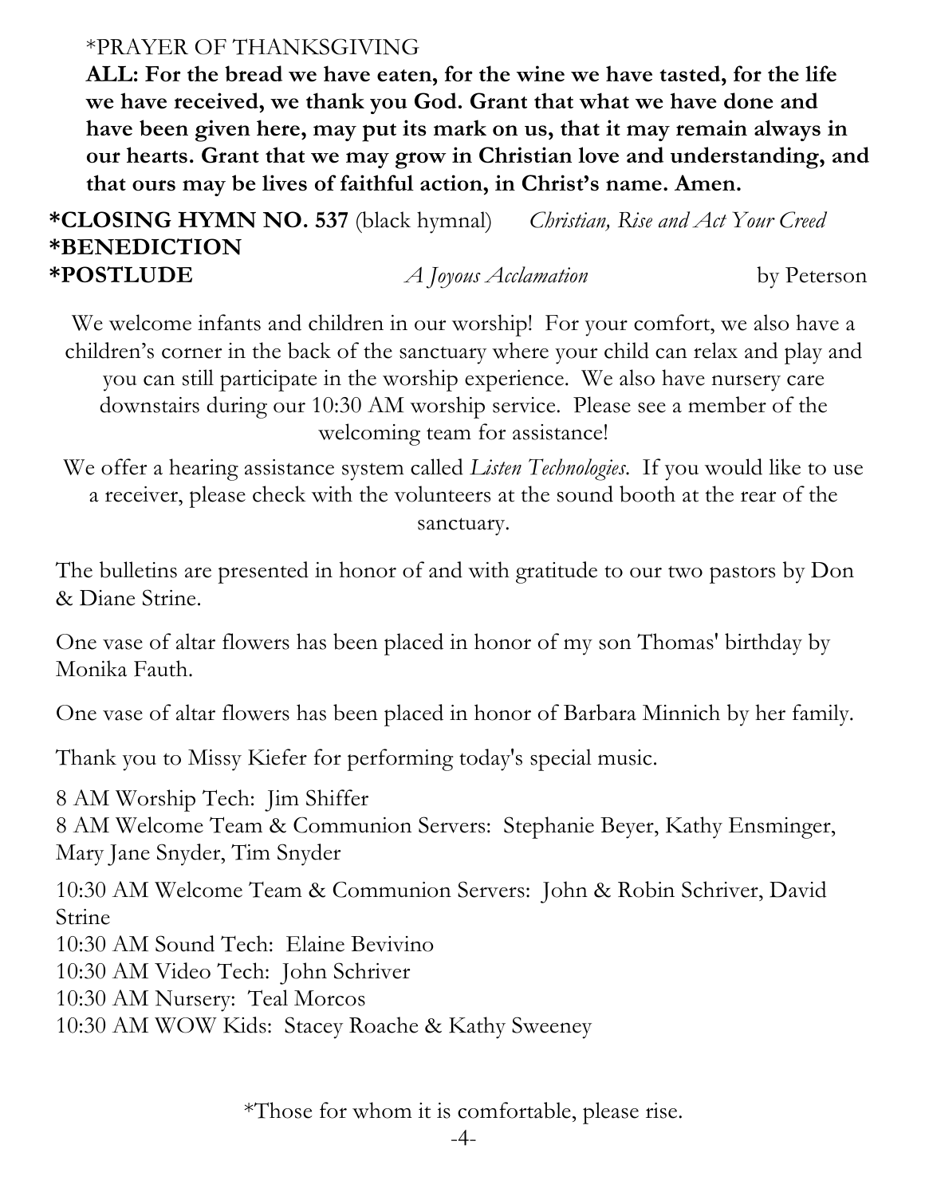\*PRAYER OF THANKSGIVING

**ALL: For the bread we have eaten, for the wine we have tasted, for the life we have received, we thank you God. Grant that what we have done and have been given here, may put its mark on us, that it may remain always in our hearts. Grant that we may grow in Christian love and understanding, and that ours may be lives of faithful action, in Christ's name. Amen.**

**\*CLOSING HYMN NO. 537** (black hymnal) *Christian, Rise and Act Your Creed*

**\*BENEDICTION**

**\*POSTLUDE** *A Joyous Acclamation* by Peterson

We welcome infants and children in our worship! For your comfort, we also have a children's corner in the back of the sanctuary where your child can relax and play and you can still participate in the worship experience. We also have nursery care downstairs during our 10:30 AM worship service. Please see a member of the welcoming team for assistance!

We offer a hearing assistance system called *Listen Technologies*. If you would like to use a receiver, please check with the volunteers at the sound booth at the rear of the sanctuary.

The bulletins are presented in honor of and with gratitude to our two pastors by Don & Diane Strine.

One vase of altar flowers has been placed in honor of my son Thomas' birthday by Monika Fauth.

One vase of altar flowers has been placed in honor of Barbara Minnich by her family.

Thank you to Missy Kiefer for performing today's special music.

8 AM Worship Tech: Jim Shiffer
8 AM Welcome Team & Communion Servers: Stephanie Beyer, Kathy Ensminger, Mary Jane Snyder, Tim Snyder

10:30 AM Welcome Team & Communion Servers: John & Robin Schriver, David Strine
10:30 AM Sound Tech: Elaine Bevivino
10:30 AM Video Tech: John Schriver
10:30 AM Nursery: Teal Morcos
10:30 AM WOW Kids: Stacey Roache & Kathy Sweeney

\*Those for whom it is comfortable, please rise.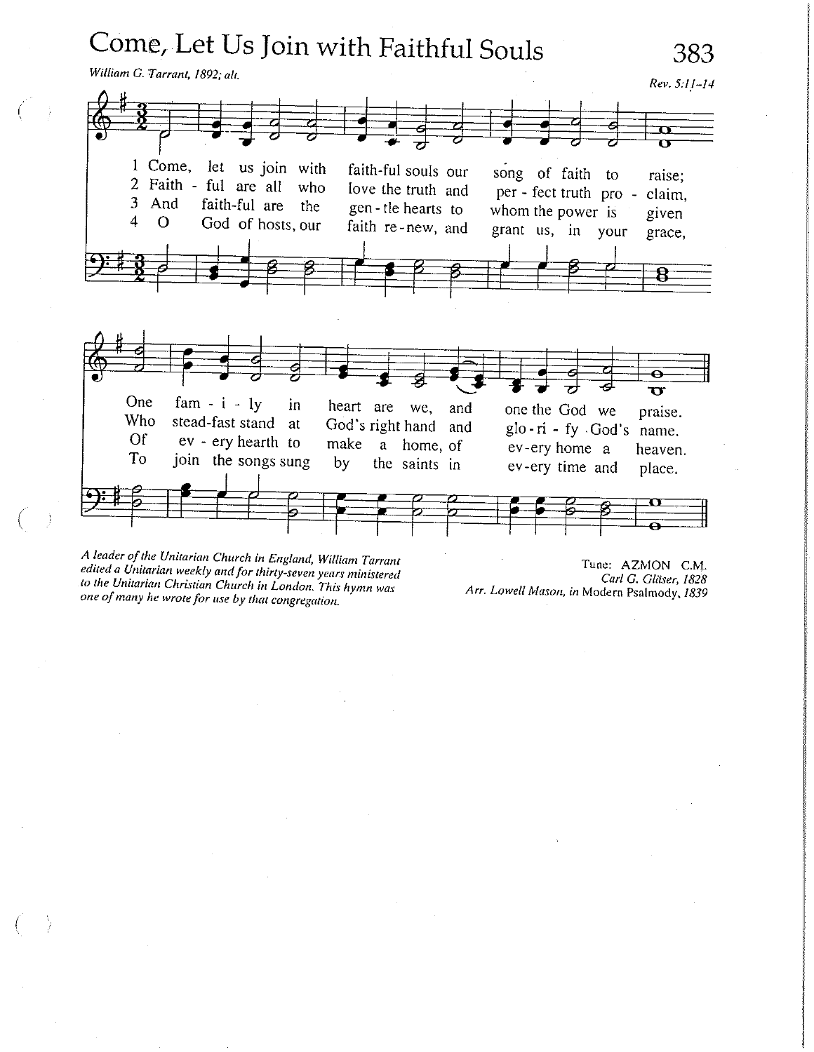# Come, Let Us Join with Faithful Souls

*William G. Tarrant, 1892; alt.*

*Rev. 5:11–14*

1 Come, let us join with faith-ful souls our song of faith to raise;
One fam-i-ly in heart are we, and one the God we praise.

2 Faith-ful are all who love the truth and per-fect truth pro-claim,
Who stead-fast stand at God's right hand and glo-ri-fy God's name.

3 And faith-ful are the gen-tle hearts to whom the power is given
Of ev-ery hearth to make a home, of ev-ery home a heaven.

4 O God of hosts, our faith re-new, and grant us, in your grace,
To join the songs sung by the saints in ev-ery time and place.

*A leader of the Unitarian Church in England, William Tarrant edited a Unitarian weekly and for thirty-seven years ministered to the Unitarian Christian Church in London. This hymn was one of many he wrote for use by that congregation.*

Tune: AZMON C.M.
*Carl G. Gläser, 1828*
*Arr. Lowell Mason, in* Modern Psalmody, *1839*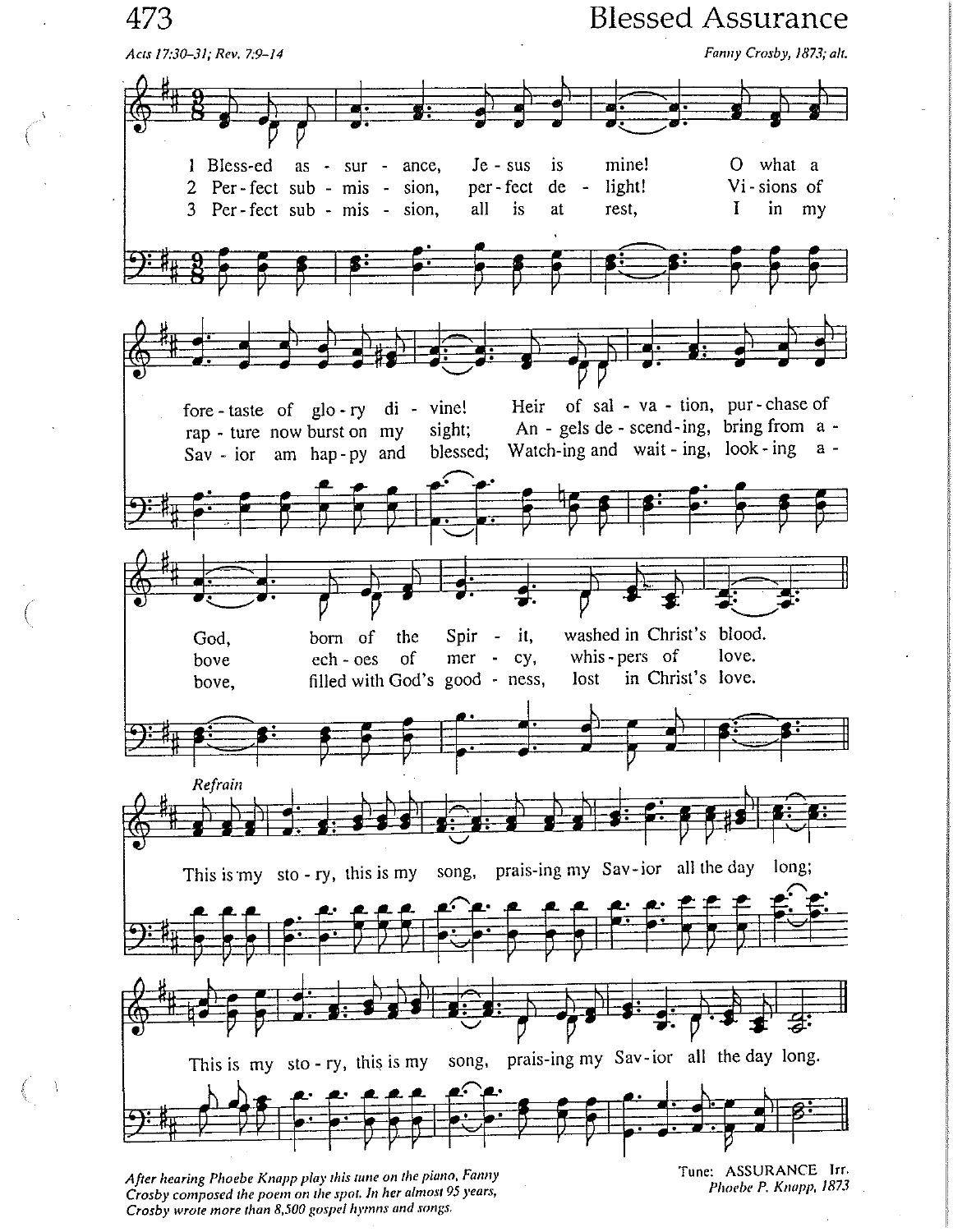# Blessed Assurance

*Acts 17:30–31; Rev. 7:9–14*

*Fanny Crosby, 1873; alt.*

1 Bless-ed as-sur-ance, Je-sus is mine! O what a fore-taste of glo-ry di-vine! Heir of sal-va-tion, pur-chase of God, born of the Spir-it, washed in Christ's blood.

2 Per-fect sub-mis-sion, per-fect de-light! Vi-sions of rap-ture now burst on my sight; An-gels de-scend-ing, bring from a-bove ech-oes of mer-cy, whis-pers of love.

3 Per-fect sub-mis-sion, all is at rest, I in my Sav-ior am hap-py and blessed; Watch-ing and wait-ing, look-ing a-bove, filled with God's good-ness, lost in Christ's love.

*Refrain*

This is my sto-ry, this is my song, prais-ing my Sav-ior all the day long; This is my sto-ry, this is my song, prais-ing my Sav-ior all the day long.

*After hearing Phoebe Knapp play this tune on the piano, Fanny Crosby composed the poem on the spot. In her almost 95 years, Crosby wrote more than 8,500 gospel hymns and songs.*

Tune: ASSURANCE Irr.
*Phoebe P. Knapp, 1873*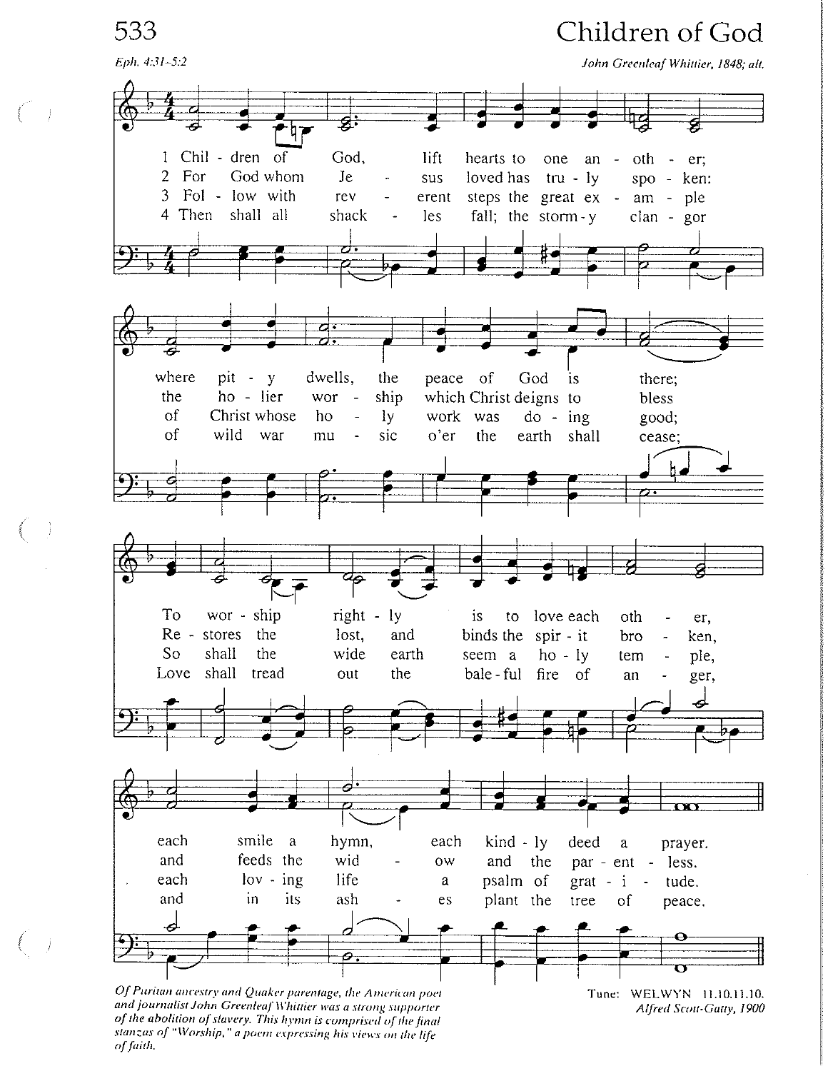# 533 Children of God

*Eph. 4:31–5:2*

*John Greenleaf Whittier, 1848; alt.*

1 Children of God, lift hearts to one another;
where pity dwells, the peace of God is there;
To worship rightly is to love each other,
each smile a hymn, each kindly deed a prayer.

2 For God whom Jesus loved has truly spoken:
the holier worship which Christ deigns to bless
Restores the lost, and binds the spirit broken,
and feeds the widow and the parentless.

3 Follow with reverent steps the great example
of Christ whose holy work was doing good;
So shall the wide earth seem a holy temple,
each loving life a psalm of gratitude.

4 Then shall all shackles fall; the stormy clangor
of wild war music o'er the earth shall cease;
Love shall tread out the baleful fire of anger,
and in its ashes plant the tree of peace.

*Of Puritan ancestry and Quaker parentage, the American poet and journalist John Greenleaf Whittier was a strong supporter of the abolition of slavery. This hymn is comprised of the final stanzas of "Worship," a poem expressing his views on the life of faith.*

Tune: WELWYN 11.10.11.10.
*Alfred Scott-Gatty, 1900*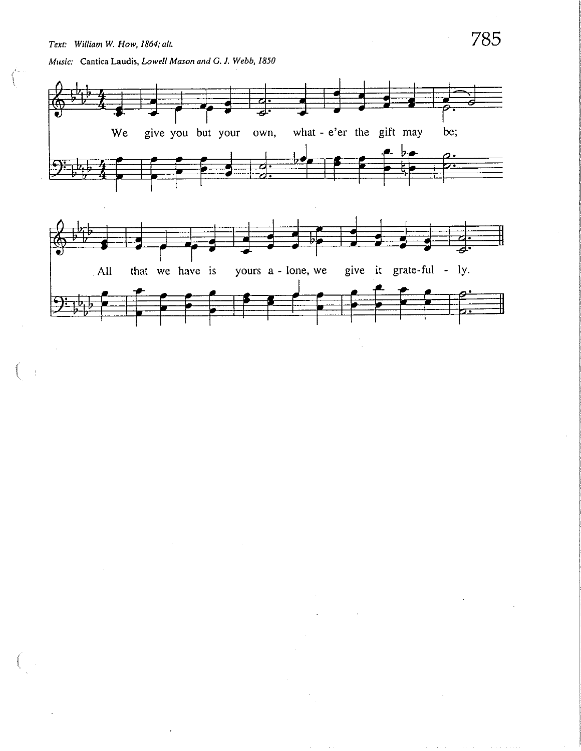Text: *William W. How, 1864; alt.*

Music: Cantica Laudis, *Lowell Mason and G. J. Webb, 1850*

We give you but your own, what - e'er the gift may be;

All that we have is yours a - lone, we give it grate-ful - ly.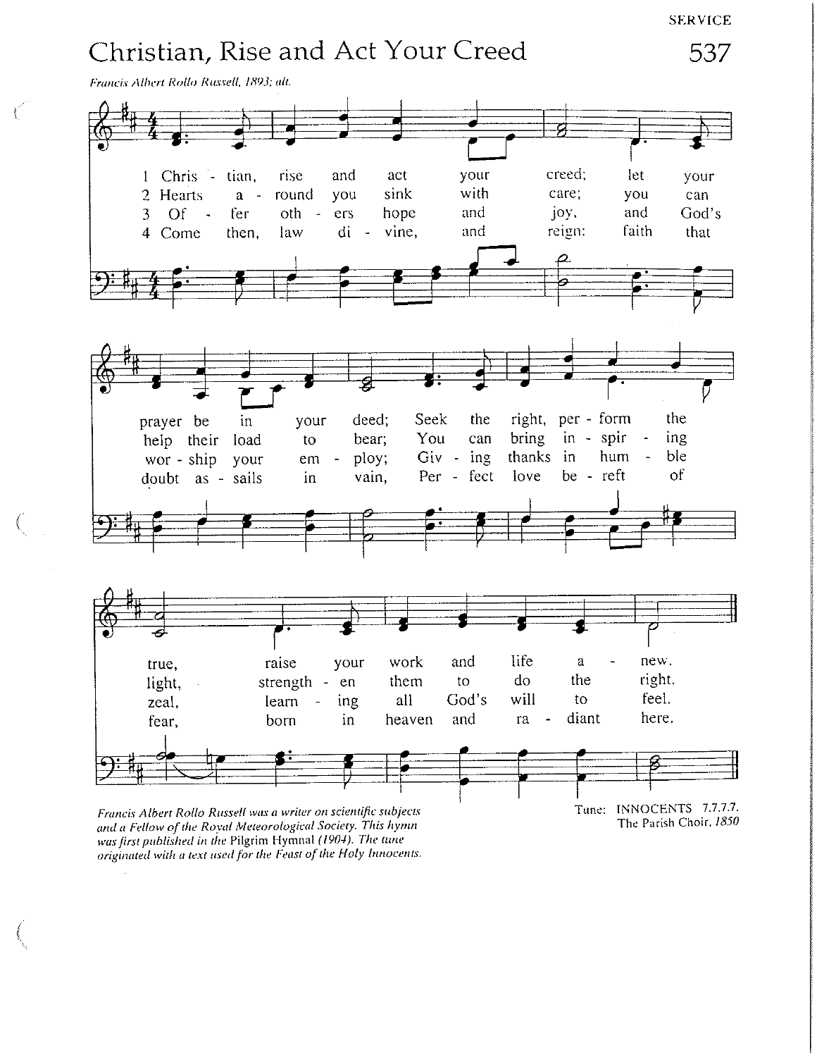SERVICE

# Christian, Rise and Act Your Creed

*Francis Albert Rollo Russell, 1893; alt.*

1 Christian, rise and act your creed; let your prayer be in your deed; Seek the right, perform the true, raise your work and life anew.

2 Hearts around you sink with care; you can help their load to bear; You can bring inspiring light, strengthen them to do the right.

3 Offer others hope and joy, and God's worship your employ; Giving thanks in humble zeal, learning all God's will to feel.

4 Come then, law divine, and reign: faith that doubt assails in vain, Perfect love bereft of fear, born in heaven and radiant here.

*Francis Albert Rollo Russell was a writer on scientific subjects and a Fellow of the Royal Meteorological Society. This hymn was first published in the* Pilgrim Hymnal *(1904). The tune originated with a text used for the Feast of the Holy Innocents.*

Tune: INNOCENTS 7.7.7.7.
The Parish Choir, *1850*